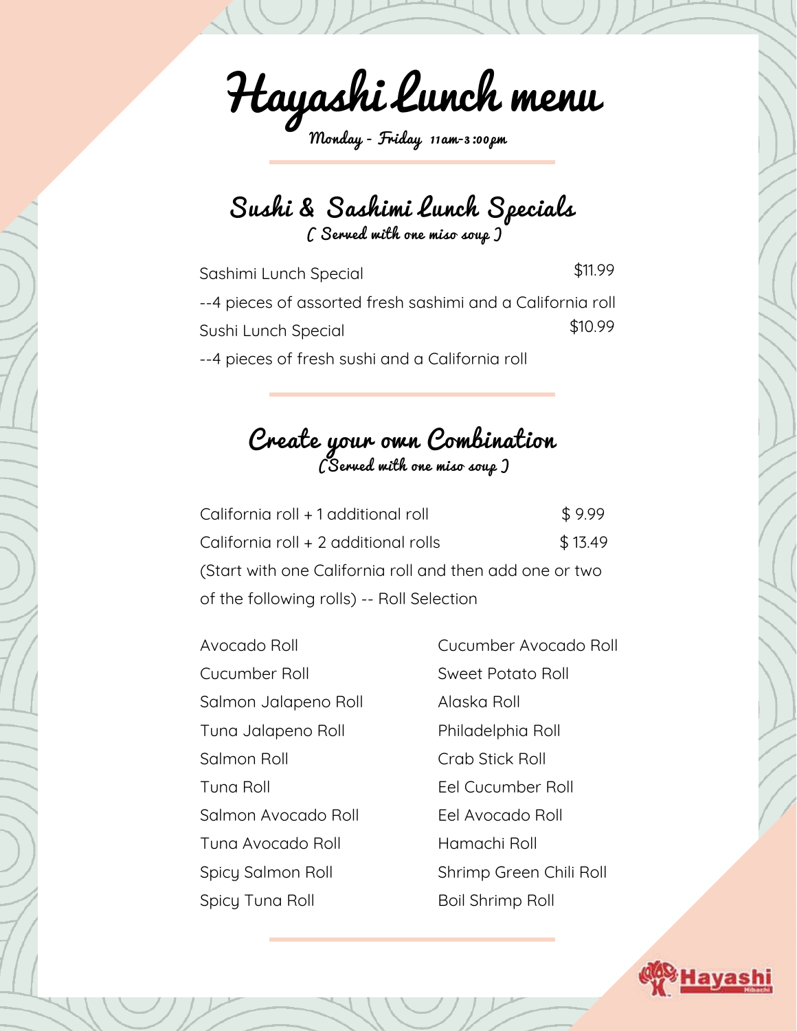# Hayashi Lunch menu

Monday - Friday 11am-3:00pm

## Sushi & Sashimi Lunch Specials

( Served with one miso soup )

Sashimi Lunch Special $11.99

--4 pieces of assorted fresh sashimi and a California roll

Sushi Lunch Special $10.99

--4 pieces of fresh sushi and a California roll

## Create your own Combination

(Served with one miso soup )

| | |
|---|---|
| California roll + 1 additional roll | $ 9.99 |
| California roll + 2 additional rolls | $ 13.49 |

(Start with one California roll and then add one or two of the following rolls) -- Roll Selection

- Avocado Roll
- Cucumber Roll
- Salmon Jalapeno Roll
- Tuna Jalapeno Roll
- Salmon Roll
- Tuna Roll
- Salmon Avocado Roll
- Tuna Avocado Roll
- Spicy Salmon Roll
- Spicy Tuna Roll
- Cucumber Avocado Roll
- Sweet Potato Roll
- Alaska Roll
- Philadelphia Roll
- Crab Stick Roll
- Eel Cucumber Roll
- Eel Avocado Roll
- Hamachi Roll
- Shrimp Green Chili Roll
- Boil Shrimp Roll

Hayashi Hibachi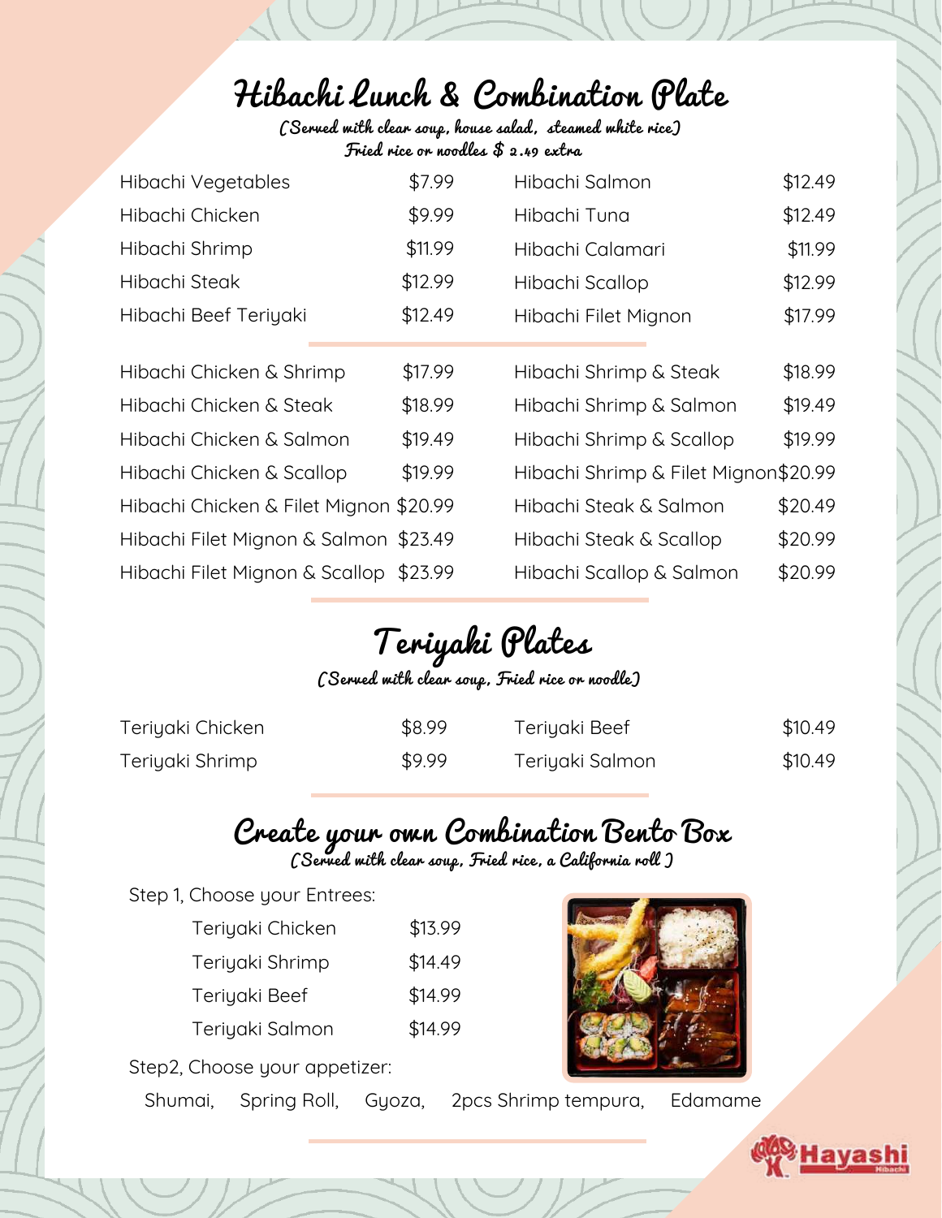# Hibachi Lunch & Combination Plate

(Served with clear soup, house salad, steamed white rice)
Fried rice or noodles $ 2.49 extra

| | | | |
|---|---|---|---|
| Hibachi Vegetables | $7.99 | Hibachi Salmon | $12.49 |
| Hibachi Chicken | $9.99 | Hibachi Tuna | $12.49 |
| Hibachi Shrimp | $11.99 | Hibachi Calamari | $11.99 |
| Hibachi Steak | $12.99 | Hibachi Scallop | $12.99 |
| Hibachi Beef Teriyaki | $12.49 | Hibachi Filet Mignon | $17.99 |

| | | | |
|---|---|---|---|
| Hibachi Chicken & Shrimp | $17.99 | Hibachi Shrimp & Steak | $18.99 |
| Hibachi Chicken & Steak | $18.99 | Hibachi Shrimp & Salmon | $19.49 |
| Hibachi Chicken & Salmon | $19.49 | Hibachi Shrimp & Scallop | $19.99 |
| Hibachi Chicken & Scallop | $19.99 | Hibachi Shrimp & Filet Mignon | $20.99 |
| Hibachi Chicken & Filet Mignon | $20.99 | Hibachi Steak & Salmon | $20.49 |
| Hibachi Filet Mignon & Salmon | $23.49 | Hibachi Steak & Scallop | $20.99 |
| Hibachi Filet Mignon & Scallop | $23.99 | Hibachi Scallop & Salmon | $20.99 |

# Teriyaki Plates

(Served with clear soup, Fried rice or noodle)

| | | | |
|---|---|---|---|
| Teriyaki Chicken | $8.99 | Teriyaki Beef | $10.49 |
| Teriyaki Shrimp | $9.99 | Teriyaki Salmon | $10.49 |

# Create your own Combination Bento Box

(Served with clear soup, Fried rice, a California roll )

Step 1, Choose your Entrees:

| | |
|---|---|
| Teriyaki Chicken | $13.99 |
| Teriyaki Shrimp | $14.49 |
| Teriyaki Beef | $14.99 |
| Teriyaki Salmon | $14.99 |

Step2, Choose your appetizer:

Shumai, Spring Roll, Gyoza, 2pcs Shrimp tempura, Edamame

Hayashi Hibachi